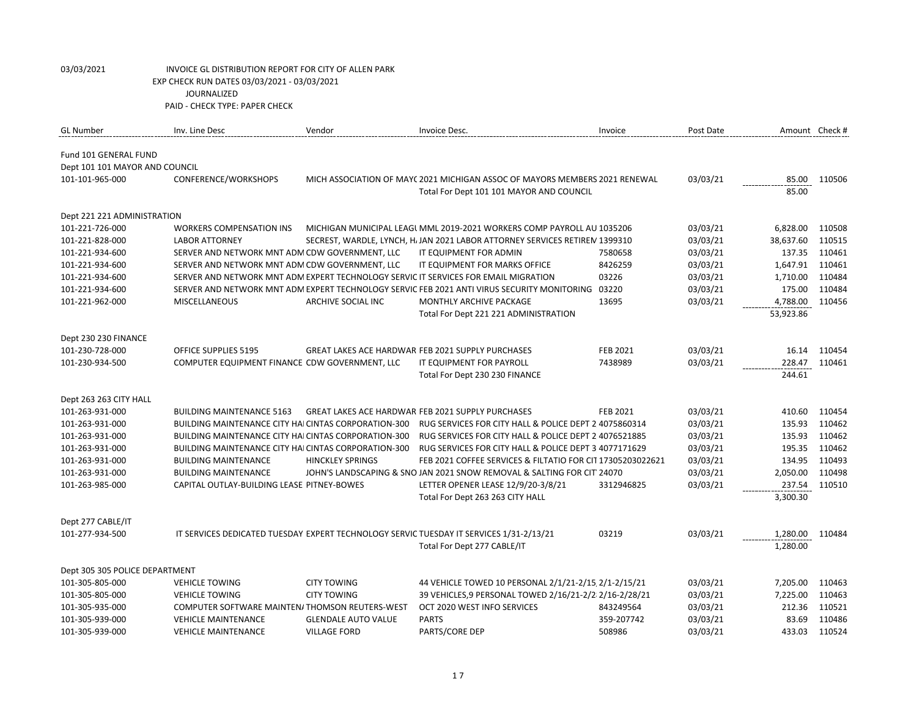03/03/2021 INVOICE GL DISTRIBUTION REPORT FOR CITY OF ALLEN PARK
EXP CHECK RUN DATES 03/03/2021 - 03/03/2021
JOURNALIZED
PAID - CHECK TYPE: PAPER CHECK

| GL Number | Inv. Line Desc | Vendor | Invoice Desc. | Invoice | Post Date | Amount | Check # |
|---|---|---|---|---|---|---|---|
| Fund 101 GENERAL FUND | | | | | | | |
| Dept 101 101 MAYOR AND COUNCIL | | | | | | | |
| 101-101-965-000 | CONFERENCE/WORKSHOPS | MICH ASSOCIATION OF MAY( | 2021 MICHIGAN ASSOC OF MAYORS MEMBERS 2021 RENEWAL | | 03/03/21 | 85.00 | 110506 |
| | | | Total For Dept 101 101 MAYOR AND COUNCIL | | | 85.00 | |
| Dept 221 221 ADMINISTRATION | | | | | | | |
| 101-221-726-000 | WORKERS COMPENSATION INS | MICHIGAN MUNICIPAL LEAGU | MML 2019-2021 WORKERS COMP PAYROLL AU | 1035206 | 03/03/21 | 6,828.00 | 110508 |
| 101-221-828-000 | LABOR ATTORNEY | SECREST, WARDLE, LYNCH, H. | JAN 2021 LABOR ATTORNEY SERVICES RETIREM | 1399310 | 03/03/21 | 38,637.60 | 110515 |
| 101-221-934-600 | SERVER AND NETWORK MNT ADM | CDW GOVERNMENT, LLC | IT EQUIPMENT FOR ADMIN | 7580658 | 03/03/21 | 137.35 | 110461 |
| 101-221-934-600 | SERVER AND NETWORK MNT ADM | CDW GOVERNMENT, LLC | IT EQUIPMENT FOR MARKS OFFICE | 8426259 | 03/03/21 | 1,647.91 | 110461 |
| 101-221-934-600 | SERVER AND NETWORK MNT ADM | EXPERT TECHNOLOGY SERVIC | IT SERVICES FOR EMAIL MIGRATION | 03226 | 03/03/21 | 1,710.00 | 110484 |
| 101-221-934-600 | SERVER AND NETWORK MNT ADM | EXPERT TECHNOLOGY SERVIC | FEB 2021 ANTI VIRUS SECURITY MONITORING | 03220 | 03/03/21 | 175.00 | 110484 |
| 101-221-962-000 | MISCELLANEOUS | ARCHIVE SOCIAL INC | MONTHLY ARCHIVE PACKAGE | 13695 | 03/03/21 | 4,788.00 | 110456 |
| | | | Total For Dept 221 221 ADMINISTRATION | | | 53,923.86 | |
| Dept 230 230 FINANCE | | | | | | | |
| 101-230-728-000 | OFFICE SUPPLIES 5195 | GREAT LAKES ACE HARDWAR | FEB 2021 SUPPLY PURCHASES | FEB 2021 | 03/03/21 | 16.14 | 110454 |
| 101-230-934-500 | COMPUTER EQUIPMENT FINANCE | CDW GOVERNMENT, LLC | IT EQUIPMENT FOR PAYROLL | 7438989 | 03/03/21 | 228.47 | 110461 |
| | | | Total For Dept 230 230 FINANCE | | | 244.61 | |
| Dept 263 263 CITY HALL | | | | | | | |
| 101-263-931-000 | BUILDING MAINTENANCE 5163 | GREAT LAKES ACE HARDWAR | FEB 2021 SUPPLY PURCHASES | FEB 2021 | 03/03/21 | 410.60 | 110454 |
| 101-263-931-000 | BUILDING MAINTENANCE CITY HAI | CINTAS CORPORATION-300 | RUG SERVICES FOR CITY HALL & POLICE DEPT 2 | 4075860314 | 03/03/21 | 135.93 | 110462 |
| 101-263-931-000 | BUILDING MAINTENANCE CITY HAI | CINTAS CORPORATION-300 | RUG SERVICES FOR CITY HALL & POLICE DEPT 2 | 4076521885 | 03/03/21 | 135.93 | 110462 |
| 101-263-931-000 | BUILDING MAINTENANCE CITY HAI | CINTAS CORPORATION-300 | RUG SERVICES FOR CITY HALL & POLICE DEPT 3 | 4077171629 | 03/03/21 | 195.35 | 110462 |
| 101-263-931-000 | BUILDING MAINTENANCE | HINCKLEY SPRINGS | FEB 2021 COFFEE SERVICES & FILTATIO FOR CIT | 17305203022621 | 03/03/21 | 134.95 | 110493 |
| 101-263-931-000 | BUILDING MAINTENANCE | JOHN'S LANDSCAPING & SNO | JAN 2021 SNOW REMOVAL & SALTING FOR CIT | 24070 | 03/03/21 | 2,050.00 | 110498 |
| 101-263-985-000 | CAPITAL OUTLAY-BUILDING LEASE | PITNEY-BOWES | LETTER OPENER LEASE 12/9/20-3/8/21 | 3312946825 | 03/03/21 | 237.54 | 110510 |
| | | | Total For Dept 263 263 CITY HALL | | | 3,300.30 | |
| Dept 277 CABLE/IT | | | | | | | |
| 101-277-934-500 | IT SERVICES DEDICATED TUESDAY | EXPERT TECHNOLOGY SERVIC | TUESDAY IT SERVICES 1/31-2/13/21 | 03219 | 03/03/21 | 1,280.00 | 110484 |
| | | | Total For Dept 277 CABLE/IT | | | 1,280.00 | |
| Dept 305 305 POLICE DEPARTMENT | | | | | | | |
| 101-305-805-000 | VEHICLE TOWING | CITY TOWING | 44 VEHICLE TOWED 10 PERSONAL 2/1/21-2/15 | 2/1-2/15/21 | 03/03/21 | 7,205.00 | 110463 |
| 101-305-805-000 | VEHICLE TOWING | CITY TOWING | 39 VEHICLES,9 PERSONAL TOWED 2/16/21-2/2 | 2/16-2/28/21 | 03/03/21 | 7,225.00 | 110463 |
| 101-305-935-000 | COMPUTER SOFTWARE MAINTEN/ | THOMSON REUTERS-WEST | OCT 2020 WEST INFO SERVICES | 843249564 | 03/03/21 | 212.36 | 110521 |
| 101-305-939-000 | VEHICLE MAINTENANCE | GLENDALE AUTO VALUE | PARTS | 359-207742 | 03/03/21 | 83.69 | 110486 |
| 101-305-939-000 | VEHICLE MAINTENANCE | VILLAGE FORD | PARTS/CORE DEP | 508986 | 03/03/21 | 433.03 | 110524 |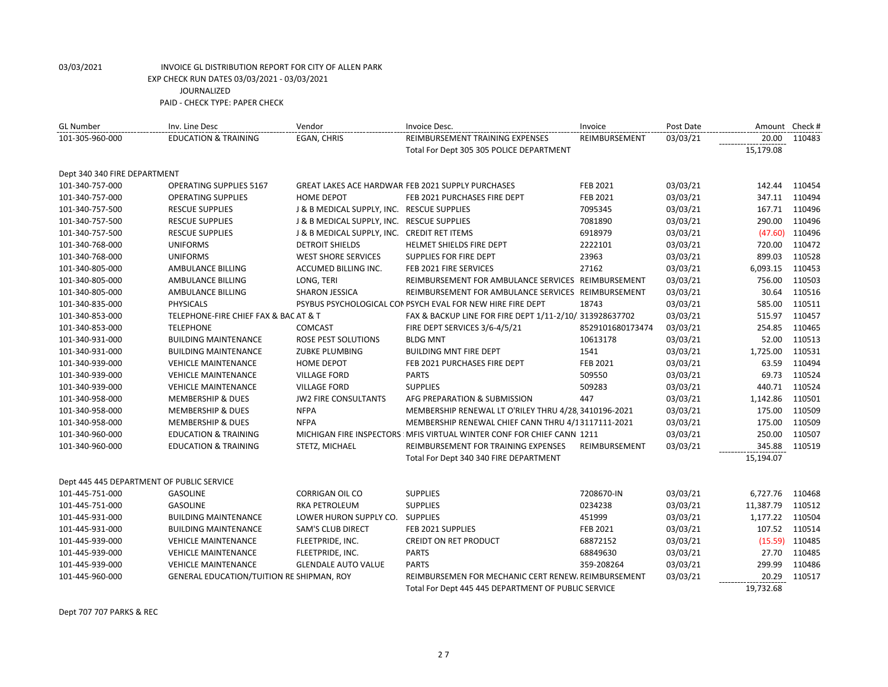03/03/2021 INVOICE GL DISTRIBUTION REPORT FOR CITY OF ALLEN PARK
EXP CHECK RUN DATES 03/03/2021 - 03/03/2021
JOURNALIZED
PAID - CHECK TYPE: PAPER CHECK

| GL Number | Inv. Line Desc | Vendor | Invoice Desc. | Invoice | Post Date | Amount | Check # |
|---|---|---|---|---|---|---|---|
| 101-305-960-000 | EDUCATION & TRAINING | EGAN, CHRIS | REIMBURSEMENT TRAINING EXPENSES | REIMBURSEMENT | 03/03/21 | 20.00 | 110483 |
| | | | Total For Dept 305 305 POLICE DEPARTMENT | | | 15,179.08 | |
| Dept 340 340 FIRE DEPARTMENT | | | | | | | |
| 101-340-757-000 | OPERATING SUPPLIES 5167 | GREAT LAKES ACE HARDWAR | FEB 2021 SUPPLY PURCHASES | FEB 2021 | 03/03/21 | 142.44 | 110454 |
| 101-340-757-000 | OPERATING SUPPLIES | HOME DEPOT | FEB 2021 PURCHASES FIRE DEPT | FEB 2021 | 03/03/21 | 347.11 | 110494 |
| 101-340-757-500 | RESCUE SUPPLIES | J & B MEDICAL SUPPLY, INC. | RESCUE SUPPLIES | 7095345 | 03/03/21 | 167.71 | 110496 |
| 101-340-757-500 | RESCUE SUPPLIES | J & B MEDICAL SUPPLY, INC. | RESCUE SUPPLIES | 7081890 | 03/03/21 | 290.00 | 110496 |
| 101-340-757-500 | RESCUE SUPPLIES | J & B MEDICAL SUPPLY, INC. | CREDIT RET ITEMS | 6918979 | 03/03/21 | (47.60) | 110496 |
| 101-340-768-000 | UNIFORMS | DETROIT SHIELDS | HELMET SHIELDS FIRE DEPT | 2222101 | 03/03/21 | 720.00 | 110472 |
| 101-340-768-000 | UNIFORMS | WEST SHORE SERVICES | SUPPLIES FOR FIRE DEPT | 23963 | 03/03/21 | 899.03 | 110528 |
| 101-340-805-000 | AMBULANCE BILLING | ACCUMED BILLING INC. | FEB 2021 FIRE SERVICES | 27162 | 03/03/21 | 6,093.15 | 110453 |
| 101-340-805-000 | AMBULANCE BILLING | LONG, TERI | REIMBURSEMENT FOR AMBULANCE SERVICES | REIMBURSEMENT | 03/03/21 | 756.00 | 110503 |
| 101-340-805-000 | AMBULANCE BILLING | SHARON JESSICA | REIMBURSEMENT FOR AMBULANCE SERVICES | REIMBURSEMENT | 03/03/21 | 30.64 | 110516 |
| 101-340-835-000 | PHYSICALS | PSYBUS PSYCHOLOGICAL CON | PSYCH EVAL FOR NEW HIRE FIRE DEPT | 18743 | 03/03/21 | 585.00 | 110511 |
| 101-340-853-000 | TELEPHONE-FIRE CHIEF FAX & BAC | AT & T | FAX & BACKUP LINE FOR FIRE DEPT 1/11-2/10/ | 313928637702 | 03/03/21 | 515.97 | 110457 |
| 101-340-853-000 | TELEPHONE | COMCAST | FIRE DEPT SERVICES 3/6-4/5/21 | 8529101680173474 | 03/03/21 | 254.85 | 110465 |
| 101-340-931-000 | BUILDING MAINTENANCE | ROSE PEST SOLUTIONS | BLDG MNT | 10613178 | 03/03/21 | 52.00 | 110513 |
| 101-340-931-000 | BUILDING MAINTENANCE | ZUBKE PLUMBING | BUILDING MNT FIRE DEPT | 1541 | 03/03/21 | 1,725.00 | 110531 |
| 101-340-939-000 | VEHICLE MAINTENANCE | HOME DEPOT | FEB 2021 PURCHASES FIRE DEPT | FEB 2021 | 03/03/21 | 63.59 | 110494 |
| 101-340-939-000 | VEHICLE MAINTENANCE | VILLAGE FORD | PARTS | 509550 | 03/03/21 | 69.73 | 110524 |
| 101-340-939-000 | VEHICLE MAINTENANCE | VILLAGE FORD | SUPPLIES | 509283 | 03/03/21 | 440.71 | 110524 |
| 101-340-958-000 | MEMBERSHIP & DUES | JW2 FIRE CONSULTANTS | AFG PREPARATION & SUBMISSION | 447 | 03/03/21 | 1,142.86 | 110501 |
| 101-340-958-000 | MEMBERSHIP & DUES | NFPA | MEMBERSHIP RENEWAL LT O'RILEY THRU 4/28, | 3410196-2021 | 03/03/21 | 175.00 | 110509 |
| 101-340-958-000 | MEMBERSHIP & DUES | NFPA | MEMBERSHIP RENEWAL CHIEF CANN THRU 4/1 | 3117111-2021 | 03/03/21 | 175.00 | 110509 |
| 101-340-960-000 | EDUCATION & TRAINING | MICHIGAN FIRE INSPECTORS | MFIS VIRTUAL WINTER CONF FOR CHIEF CANN | 1211 | 03/03/21 | 250.00 | 110507 |
| 101-340-960-000 | EDUCATION & TRAINING | STETZ, MICHAEL | REIMBURSEMENT FOR TRAINING EXPENSES | REIMBURSEMENT | 03/03/21 | 345.88 | 110519 |
| | | | Total For Dept 340 340 FIRE DEPARTMENT | | | 15,194.07 | |
| Dept 445 445 DEPARTMENT OF PUBLIC SERVICE | | | | | | | |
| 101-445-751-000 | GASOLINE | CORRIGAN OIL CO | SUPPLIES | 7208670-IN | 03/03/21 | 6,727.76 | 110468 |
| 101-445-751-000 | GASOLINE | RKA PETROLEUM | SUPPLIES | 0234238 | 03/03/21 | 11,387.79 | 110512 |
| 101-445-931-000 | BUILDING MAINTENANCE | LOWER HURON SUPPLY CO. | SUPPLIES | 451999 | 03/03/21 | 1,177.22 | 110504 |
| 101-445-931-000 | BUILDING MAINTENANCE | SAM'S CLUB DIRECT | FEB 2021 SUPPLIES | FEB 2021 | 03/03/21 | 107.52 | 110514 |
| 101-445-939-000 | VEHICLE MAINTENANCE | FLEETPRIDE, INC. | CREIDT ON RET PRODUCT | 68872152 | 03/03/21 | (15.59) | 110485 |
| 101-445-939-000 | VEHICLE MAINTENANCE | FLEETPRIDE, INC. | PARTS | 68849630 | 03/03/21 | 27.70 | 110485 |
| 101-445-939-000 | VEHICLE MAINTENANCE | GLENDALE AUTO VALUE | PARTS | 359-208264 | 03/03/21 | 299.99 | 110486 |
| 101-445-960-000 | GENERAL EDUCATION/TUITION RE | SHIPMAN, ROY | REIMBURSEMEN FOR MECHANIC CERT RENEW, | REIMBURSEMENT | 03/03/21 | 20.29 | 110517 |
| | | | Total For Dept 445 445 DEPARTMENT OF PUBLIC SERVICE | | | 19,732.68 | |

Dept 707 707 PARKS & REC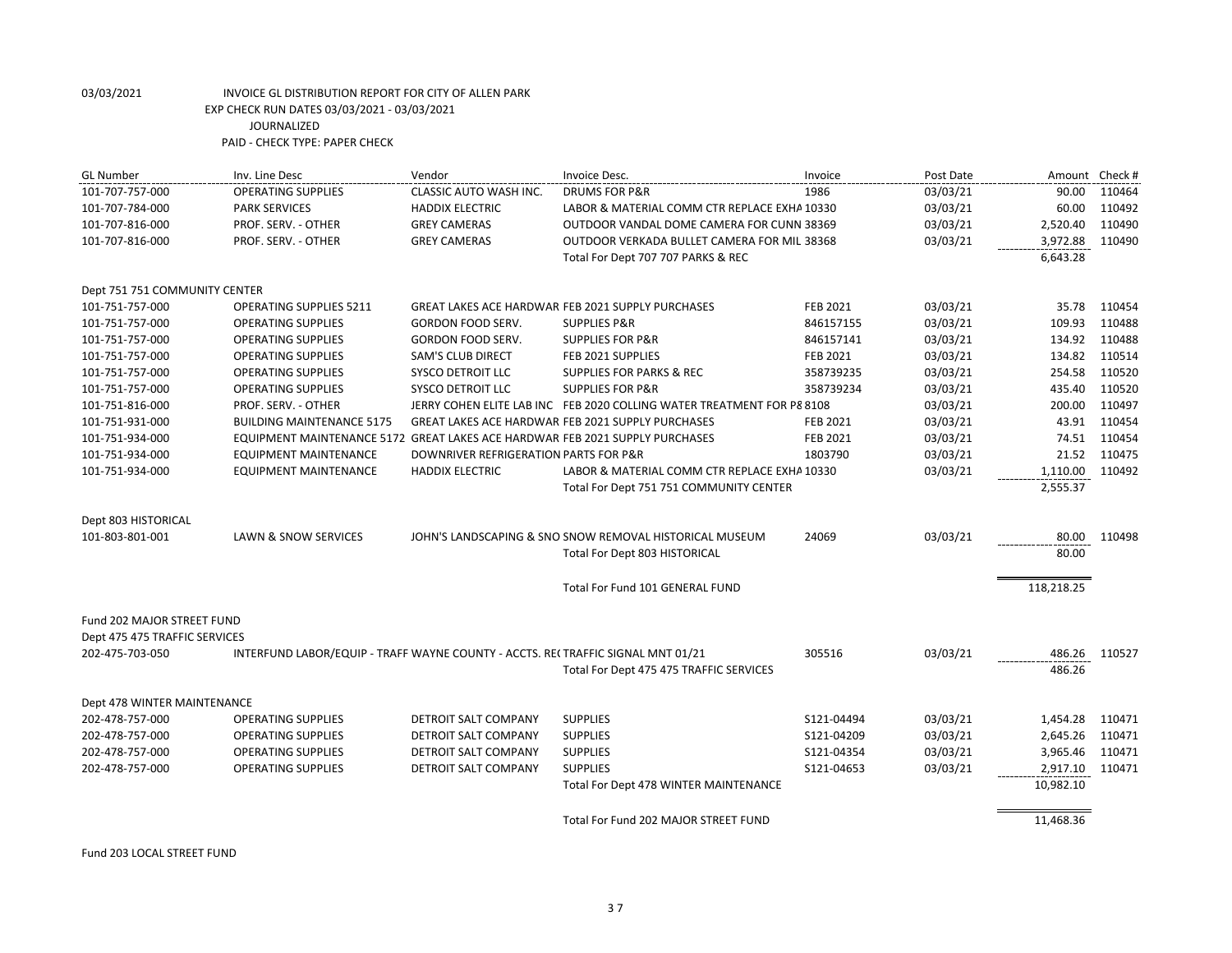03/03/2021 INVOICE GL DISTRIBUTION REPORT FOR CITY OF ALLEN PARK
EXP CHECK RUN DATES 03/03/2021 - 03/03/2021
JOURNALIZED
PAID - CHECK TYPE: PAPER CHECK

| GL Number | Inv. Line Desc | Vendor | Invoice Desc. | Invoice | Post Date | Amount | Check # |
|---|---|---|---|---|---|---|---|
| 101-707-757-000 | OPERATING SUPPLIES | CLASSIC AUTO WASH INC. | DRUMS FOR P&R | 1986 | 03/03/21 | 90.00 | 110464 |
| 101-707-784-000 | PARK SERVICES | HADDIX ELECTRIC | LABOR & MATERIAL COMM CTR REPLACE EXHA | 10330 | 03/03/21 | 60.00 | 110492 |
| 101-707-816-000 | PROF. SERV. - OTHER | GREY CAMERAS | OUTDOOR VANDAL DOME CAMERA FOR CUNN | 38369 | 03/03/21 | 2,520.40 | 110490 |
| 101-707-816-000 | PROF. SERV. - OTHER | GREY CAMERAS | OUTDOOR VERKADA BULLET CAMERA FOR MIL | 38368 | 03/03/21 | 3,972.88 | 110490 |
| | | | Total For Dept 707 707 PARKS & REC | | | 6,643.28 | |
| Dept 751 751 COMMUNITY CENTER | | | | | | | |
| 101-751-757-000 | OPERATING SUPPLIES 5211 | GREAT LAKES ACE HARDWAR | FEB 2021 SUPPLY PURCHASES | FEB 2021 | 03/03/21 | 35.78 | 110454 |
| 101-751-757-000 | OPERATING SUPPLIES | GORDON FOOD SERV. | SUPPLIES P&R | 846157155 | 03/03/21 | 109.93 | 110488 |
| 101-751-757-000 | OPERATING SUPPLIES | GORDON FOOD SERV. | SUPPLIES FOR P&R | 846157141 | 03/03/21 | 134.92 | 110488 |
| 101-751-757-000 | OPERATING SUPPLIES | SAM'S CLUB DIRECT | FEB 2021 SUPPLIES | FEB 2021 | 03/03/21 | 134.82 | 110514 |
| 101-751-757-000 | OPERATING SUPPLIES | SYSCO DETROIT LLC | SUPPLIES FOR PARKS & REC | 358739235 | 03/03/21 | 254.58 | 110520 |
| 101-751-757-000 | OPERATING SUPPLIES | SYSCO DETROIT LLC | SUPPLIES FOR P&R | 358739234 | 03/03/21 | 435.40 | 110520 |
| 101-751-816-000 | PROF. SERV. - OTHER | JERRY COHEN ELITE LAB INC | FEB 2020 COLLING WATER TREATMENT FOR P8 | 8108 | 03/03/21 | 200.00 | 110497 |
| 101-751-931-000 | BUILDING MAINTENANCE 5175 | GREAT LAKES ACE HARDWAR | FEB 2021 SUPPLY PURCHASES | FEB 2021 | 03/03/21 | 43.91 | 110454 |
| 101-751-934-000 | EQUIPMENT MAINTENANCE 5172 | GREAT LAKES ACE HARDWAR | FEB 2021 SUPPLY PURCHASES | FEB 2021 | 03/03/21 | 74.51 | 110454 |
| 101-751-934-000 | EQUIPMENT MAINTENANCE | DOWNRIVER REFRIGERATION | PARTS FOR P&R | 1803790 | 03/03/21 | 21.52 | 110475 |
| 101-751-934-000 | EQUIPMENT MAINTENANCE | HADDIX ELECTRIC | LABOR & MATERIAL COMM CTR REPLACE EXHA | 10330 | 03/03/21 | 1,110.00 | 110492 |
| | | | Total For Dept 751 751 COMMUNITY CENTER | | | 2,555.37 | |
| Dept 803 HISTORICAL | | | | | | | |
| 101-803-801-001 | LAWN & SNOW SERVICES | JOHN'S LANDSCAPING & SNO | SNOW REMOVAL HISTORICAL MUSEUM | 24069 | 03/03/21 | 80.00 | 110498 |
| | | | Total For Dept 803 HISTORICAL | | | 80.00 | |
| | | | Total For Fund 101 GENERAL FUND | | | 118,218.25 | |
| Fund 202 MAJOR STREET FUND | | | | | | | |
| Dept 475 475 TRAFFIC SERVICES | | | | | | | |
| 202-475-703-050 | INTERFUND LABOR/EQUIP - TRAFF | WAYNE COUNTY - ACCTS. RE( | TRAFFIC SIGNAL MNT 01/21 | 305516 | 03/03/21 | 486.26 | 110527 |
| | | | Total For Dept 475 475 TRAFFIC SERVICES | | | 486.26 | |
| Dept 478 WINTER MAINTENANCE | | | | | | | |
| 202-478-757-000 | OPERATING SUPPLIES | DETROIT SALT COMPANY | SUPPLIES | S121-04494 | 03/03/21 | 1,454.28 | 110471 |
| 202-478-757-000 | OPERATING SUPPLIES | DETROIT SALT COMPANY | SUPPLIES | S121-04209 | 03/03/21 | 2,645.26 | 110471 |
| 202-478-757-000 | OPERATING SUPPLIES | DETROIT SALT COMPANY | SUPPLIES | S121-04354 | 03/03/21 | 3,965.46 | 110471 |
| 202-478-757-000 | OPERATING SUPPLIES | DETROIT SALT COMPANY | SUPPLIES | S121-04653 | 03/03/21 | 2,917.10 | 110471 |
| | | | Total For Dept 478 WINTER MAINTENANCE | | | 10,982.10 | |
| | | | Total For Fund 202 MAJOR STREET FUND | | | 11,468.36 | |

Fund 203 LOCAL STREET FUND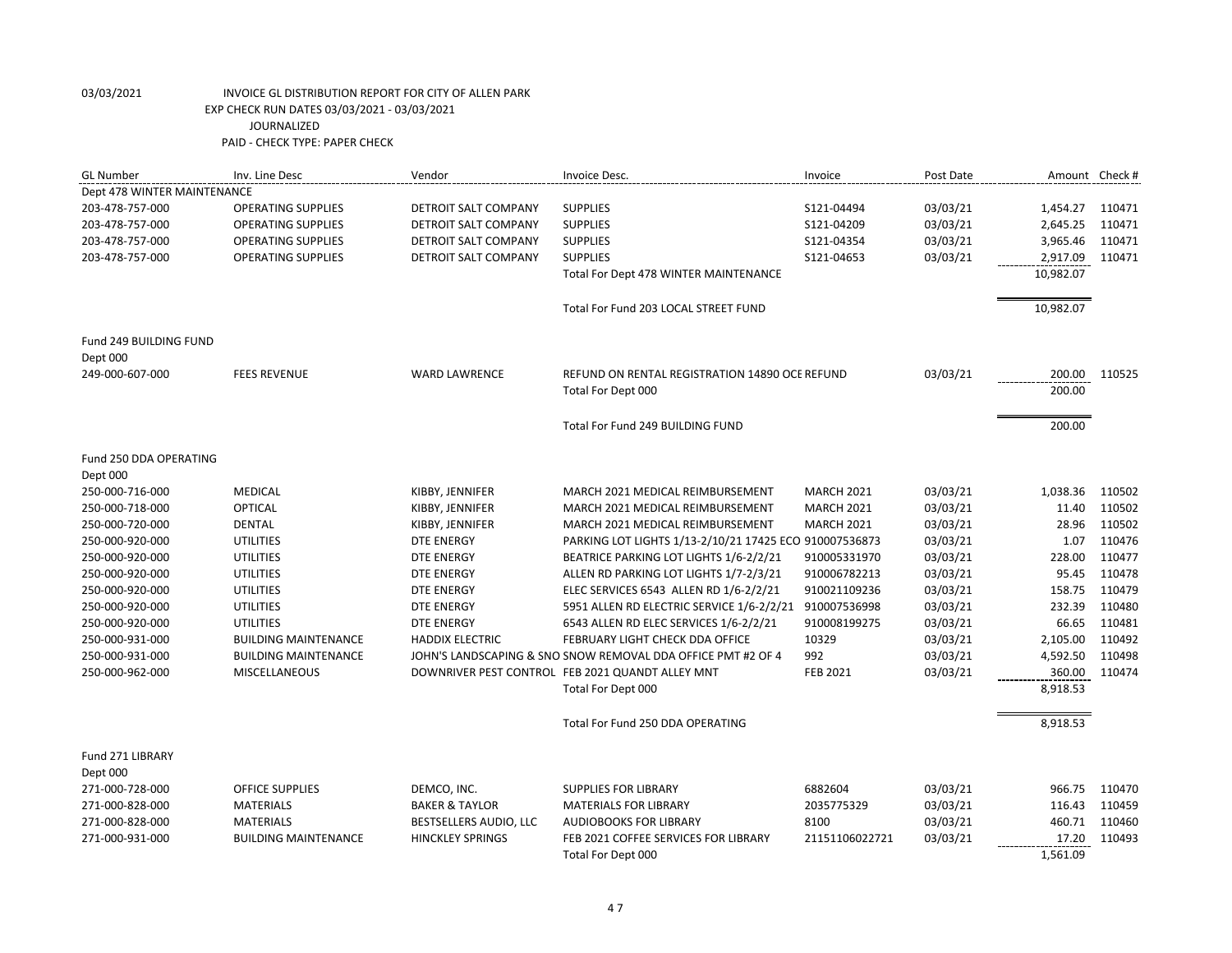03/03/2021 INVOICE GL DISTRIBUTION REPORT FOR CITY OF ALLEN PARK
EXP CHECK RUN DATES 03/03/2021 - 03/03/2021
JOURNALIZED
PAID - CHECK TYPE: PAPER CHECK

| GL Number | Inv. Line Desc | Vendor | Invoice Desc. | Invoice | Post Date | Amount | Check # |
|---|---|---|---|---|---|---|---|
| Dept 478 WINTER MAINTENANCE | | | | | | | |
| 203-478-757-000 | OPERATING SUPPLIES | DETROIT SALT COMPANY | SUPPLIES | S121-04494 | 03/03/21 | 1,454.27 | 110471 |
| 203-478-757-000 | OPERATING SUPPLIES | DETROIT SALT COMPANY | SUPPLIES | S121-04209 | 03/03/21 | 2,645.25 | 110471 |
| 203-478-757-000 | OPERATING SUPPLIES | DETROIT SALT COMPANY | SUPPLIES | S121-04354 | 03/03/21 | 3,965.46 | 110471 |
| 203-478-757-000 | OPERATING SUPPLIES | DETROIT SALT COMPANY | SUPPLIES | S121-04653 | 03/03/21 | 2,917.09 | 110471 |
| | | | Total For Dept 478 WINTER MAINTENANCE | | | 10,982.07 | |
| | | | Total For Fund 203 LOCAL STREET FUND | | | 10,982.07 | |
| Fund 249 BUILDING FUND | | | | | | | |
| Dept 000 | | | | | | | |
| 249-000-607-000 | FEES REVENUE | WARD LAWRENCE | REFUND ON RENTAL REGISTRATION 14890 OCE | REFUND | 03/03/21 | 200.00 | 110525 |
| | | | Total For Dept 000 | | | 200.00 | |
| | | | Total For Fund 249 BUILDING FUND | | | 200.00 | |
| Fund 250 DDA OPERATING | | | | | | | |
| Dept 000 | | | | | | | |
| 250-000-716-000 | MEDICAL | KIBBY, JENNIFER | MARCH 2021 MEDICAL REIMBURSEMENT | MARCH 2021 | 03/03/21 | 1,038.36 | 110502 |
| 250-000-718-000 | OPTICAL | KIBBY, JENNIFER | MARCH 2021 MEDICAL REIMBURSEMENT | MARCH 2021 | 03/03/21 | 11.40 | 110502 |
| 250-000-720-000 | DENTAL | KIBBY, JENNIFER | MARCH 2021 MEDICAL REIMBURSEMENT | MARCH 2021 | 03/03/21 | 28.96 | 110502 |
| 250-000-920-000 | UTILITIES | DTE ENERGY | PARKING LOT LIGHTS 1/13-2/10/21 17425 ECO | 910007536873 | 03/03/21 | 1.07 | 110476 |
| 250-000-920-000 | UTILITIES | DTE ENERGY | BEATRICE PARKING LOT LIGHTS 1/6-2/2/21 | 910005331970 | 03/03/21 | 228.00 | 110477 |
| 250-000-920-000 | UTILITIES | DTE ENERGY | ALLEN RD PARKING LOT LIGHTS 1/7-2/3/21 | 910006782213 | 03/03/21 | 95.45 | 110478 |
| 250-000-920-000 | UTILITIES | DTE ENERGY | ELEC SERVICES 6543 ALLEN RD 1/6-2/2/21 | 910021109236 | 03/03/21 | 158.75 | 110479 |
| 250-000-920-000 | UTILITIES | DTE ENERGY | 5951 ALLEN RD ELECTRIC SERVICE 1/6-2/2/21 | 910007536998 | 03/03/21 | 232.39 | 110480 |
| 250-000-920-000 | UTILITIES | DTE ENERGY | 6543 ALLEN RD ELEC SERVICES 1/6-2/2/21 | 910008199275 | 03/03/21 | 66.65 | 110481 |
| 250-000-931-000 | BUILDING MAINTENANCE | HADDIX ELECTRIC | FEBRUARY LIGHT CHECK DDA OFFICE | 10329 | 03/03/21 | 2,105.00 | 110492 |
| 250-000-931-000 | BUILDING MAINTENANCE | JOHN'S LANDSCAPING & SNO | SNOW REMOVAL DDA OFFICE PMT #2 OF 4 | 992 | 03/03/21 | 4,592.50 | 110498 |
| 250-000-962-000 | MISCELLANEOUS | DOWNRIVER PEST CONTROL | FEB 2021 QUANDT ALLEY MNT | FEB 2021 | 03/03/21 | 360.00 | 110474 |
| | | | Total For Dept 000 | | | 8,918.53 | |
| | | | Total For Fund 250 DDA OPERATING | | | 8,918.53 | |
| Fund 271 LIBRARY | | | | | | | |
| Dept 000 | | | | | | | |
| 271-000-728-000 | OFFICE SUPPLIES | DEMCO, INC. | SUPPLIES FOR LIBRARY | 6882604 | 03/03/21 | 966.75 | 110470 |
| 271-000-828-000 | MATERIALS | BAKER & TAYLOR | MATERIALS FOR LIBRARY | 2035775329 | 03/03/21 | 116.43 | 110459 |
| 271-000-828-000 | MATERIALS | BESTSELLERS AUDIO, LLC | AUDIOBOOKS FOR LIBRARY | 8100 | 03/03/21 | 460.71 | 110460 |
| 271-000-931-000 | BUILDING MAINTENANCE | HINCKLEY SPRINGS | FEB 2021 COFFEE SERVICES FOR LIBRARY | 21151106022721 | 03/03/21 | 17.20 | 110493 |
| | | | Total For Dept 000 | | | 1,561.09 | |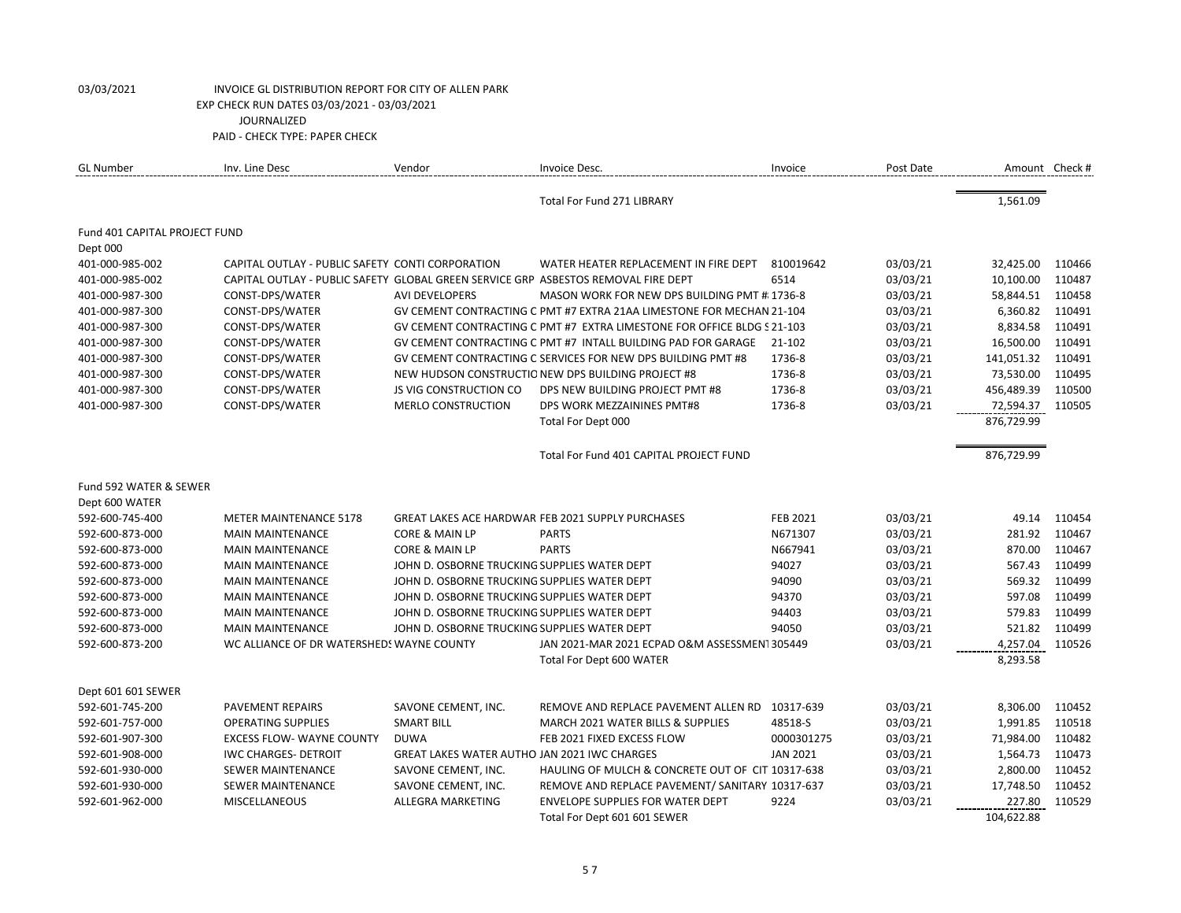03/03/2021 INVOICE GL DISTRIBUTION REPORT FOR CITY OF ALLEN PARK
EXP CHECK RUN DATES 03/03/2021 - 03/03/2021
JOURNALIZED
PAID - CHECK TYPE: PAPER CHECK

| GL Number | Inv. Line Desc | Vendor | Invoice Desc. | Invoice | Post Date | Amount | Check # |
|---|---|---|---|---|---|---|---|
| | | | Total For Fund 271 LIBRARY | | | 1,561.09 | |
| Fund 401 CAPITAL PROJECT FUND | | | | | | | |
| Dept 000 | | | | | | | |
| 401-000-985-002 | CAPITAL OUTLAY - PUBLIC SAFETY | CONTI CORPORATION | WATER HEATER REPLACEMENT IN FIRE DEPT | 810019642 | 03/03/21 | 32,425.00 | 110466 |
| 401-000-985-002 | CAPITAL OUTLAY - PUBLIC SAFETY | GLOBAL GREEN SERVICE GRP | ASBESTOS REMOVAL FIRE DEPT | 6514 | 03/03/21 | 10,100.00 | 110487 |
| 401-000-987-300 | CONST-DPS/WATER | AVI DEVELOPERS | MASON WORK FOR NEW DPS BUILDING PMT # | 1736-8 | 03/03/21 | 58,844.51 | 110458 |
| 401-000-987-300 | CONST-DPS/WATER | GV CEMENT CONTRACTING C | PMT #7 EXTRA 21AA LIMESTONE FOR MECHAN | 21-104 | 03/03/21 | 6,360.82 | 110491 |
| 401-000-987-300 | CONST-DPS/WATER | GV CEMENT CONTRACTING C | PMT #7 EXTRA LIMESTONE FOR OFFICE BLDG S | 21-103 | 03/03/21 | 8,834.58 | 110491 |
| 401-000-987-300 | CONST-DPS/WATER | GV CEMENT CONTRACTING C | PMT #7 INTALL BUILDING PAD FOR GARAGE | 21-102 | 03/03/21 | 16,500.00 | 110491 |
| 401-000-987-300 | CONST-DPS/WATER | GV CEMENT CONTRACTING C | SERVICES FOR NEW DPS BUILDING PMT #8 | 1736-8 | 03/03/21 | 141,051.32 | 110491 |
| 401-000-987-300 | CONST-DPS/WATER | NEW HUDSON CONSTRUCTIO | NEW DPS BUILDING PROJECT #8 | 1736-8 | 03/03/21 | 73,530.00 | 110495 |
| 401-000-987-300 | CONST-DPS/WATER | JS VIG CONSTRUCTION CO | DPS NEW BUILDING PROJECT PMT #8 | 1736-8 | 03/03/21 | 456,489.39 | 110500 |
| 401-000-987-300 | CONST-DPS/WATER | MERLO CONSTRUCTION | DPS WORK MEZZAININES PMT#8 | 1736-8 | 03/03/21 | 72,594.37 | 110505 |
| | | | Total For Dept 000 | | | 876,729.99 | |
| | | | Total For Fund 401 CAPITAL PROJECT FUND | | | 876,729.99 | |
| Fund 592 WATER & SEWER | | | | | | | |
| Dept 600 WATER | | | | | | | |
| 592-600-745-400 | METER MAINTENANCE 5178 | GREAT LAKES ACE HARDWAR | FEB 2021 SUPPLY PURCHASES | FEB 2021 | 03/03/21 | 49.14 | 110454 |
| 592-600-873-000 | MAIN MAINTENANCE | CORE & MAIN LP | PARTS | N671307 | 03/03/21 | 281.92 | 110467 |
| 592-600-873-000 | MAIN MAINTENANCE | CORE & MAIN LP | PARTS | N667941 | 03/03/21 | 870.00 | 110467 |
| 592-600-873-000 | MAIN MAINTENANCE | JOHN D. OSBORNE TRUCKING | SUPPLIES WATER DEPT | 94027 | 03/03/21 | 567.43 | 110499 |
| 592-600-873-000 | MAIN MAINTENANCE | JOHN D. OSBORNE TRUCKING | SUPPLIES WATER DEPT | 94090 | 03/03/21 | 569.32 | 110499 |
| 592-600-873-000 | MAIN MAINTENANCE | JOHN D. OSBORNE TRUCKING | SUPPLIES WATER DEPT | 94370 | 03/03/21 | 597.08 | 110499 |
| 592-600-873-000 | MAIN MAINTENANCE | JOHN D. OSBORNE TRUCKING | SUPPLIES WATER DEPT | 94403 | 03/03/21 | 579.83 | 110499 |
| 592-600-873-000 | MAIN MAINTENANCE | JOHN D. OSBORNE TRUCKING | SUPPLIES WATER DEPT | 94050 | 03/03/21 | 521.82 | 110499 |
| 592-600-873-200 | WC ALLIANCE OF DR WATERSHEDS | WAYNE COUNTY | JAN 2021-MAR 2021 ECPAD O&M ASSESSMENT | 305449 | 03/03/21 | 4,257.04 | 110526 |
| | | | Total For Dept 600 WATER | | | 8,293.58 | |
| Dept 601 601 SEWER | | | | | | | |
| 592-601-745-200 | PAVEMENT REPAIRS | SAVONE CEMENT, INC. | REMOVE AND REPLACE PAVEMENT ALLEN RD | 10317-639 | 03/03/21 | 8,306.00 | 110452 |
| 592-601-757-000 | OPERATING SUPPLIES | SMART BILL | MARCH 2021 WATER BILLS & SUPPLIES | 48518-S | 03/03/21 | 1,991.85 | 110518 |
| 592-601-907-300 | EXCESS FLOW- WAYNE COUNTY | DUWA | FEB 2021 FIXED EXCESS FLOW | 0000301275 | 03/03/21 | 71,984.00 | 110482 |
| 592-601-908-000 | IWC CHARGES- DETROIT | GREAT LAKES WATER AUTHO | JAN 2021 IWC CHARGES | JAN 2021 | 03/03/21 | 1,564.73 | 110473 |
| 592-601-930-000 | SEWER MAINTENANCE | SAVONE CEMENT, INC. | HAULING OF MULCH & CONCRETE OUT OF CIT | 10317-638 | 03/03/21 | 2,800.00 | 110452 |
| 592-601-930-000 | SEWER MAINTENANCE | SAVONE CEMENT, INC. | REMOVE AND REPLACE PAVEMENT/ SANITARY | 10317-637 | 03/03/21 | 17,748.50 | 110452 |
| 592-601-962-000 | MISCELLANEOUS | ALLEGRA MARKETING | ENVELOPE SUPPLIES FOR WATER DEPT | 9224 | 03/03/21 | 227.80 | 110529 |
| | | | Total For Dept 601 601 SEWER | | | 104,622.88 | |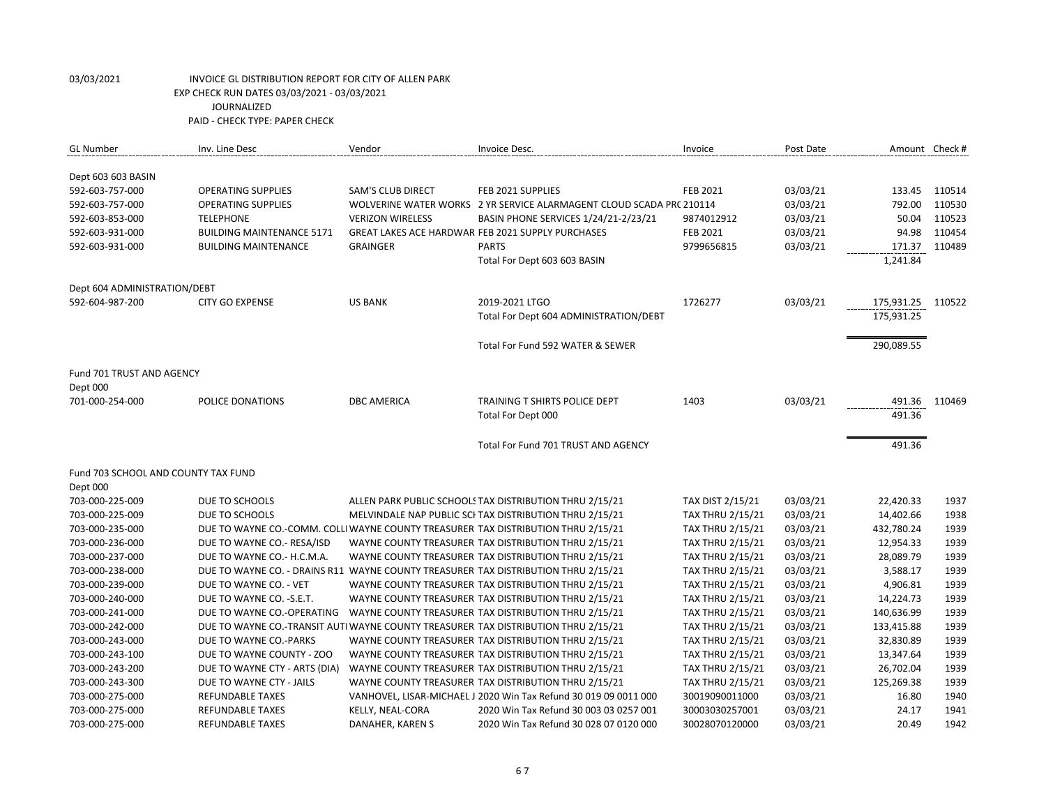03/03/2021 INVOICE GL DISTRIBUTION REPORT FOR CITY OF ALLEN PARK
EXP CHECK RUN DATES 03/03/2021 - 03/03/2021
JOURNALIZED
PAID - CHECK TYPE: PAPER CHECK

| GL Number | Inv. Line Desc | Vendor | Invoice Desc. | Invoice | Post Date | Amount | Check # |
|---|---|---|---|---|---|---|---|
| Dept 603 603 BASIN | | | | | | | |
| 592-603-757-000 | OPERATING SUPPLIES | SAM'S CLUB DIRECT | FEB 2021 SUPPLIES | FEB 2021 | 03/03/21 | 133.45 | 110514 |
| 592-603-757-000 | OPERATING SUPPLIES | WOLVERINE WATER WORKS | 2 YR SERVICE ALARMAGENT CLOUD SCADA PRC | 210114 | 03/03/21 | 792.00 | 110530 |
| 592-603-853-000 | TELEPHONE | VERIZON WIRELESS | BASIN PHONE SERVICES 1/24/21-2/23/21 | 9874012912 | 03/03/21 | 50.04 | 110523 |
| 592-603-931-000 | BUILDING MAINTENANCE 5171 | GREAT LAKES ACE HARDWAR | FEB 2021 SUPPLY PURCHASES | FEB 2021 | 03/03/21 | 94.98 | 110454 |
| 592-603-931-000 | BUILDING MAINTENANCE | GRAINGER | PARTS | 9799656815 | 03/03/21 | 171.37 | 110489 |
| | | | Total For Dept 603 603 BASIN | | | 1,241.84 | |
| Dept 604 ADMINISTRATION/DEBT | | | | | | | |
| 592-604-987-200 | CITY GO EXPENSE | US BANK | 2019-2021 LTGO | 1726277 | 03/03/21 | 175,931.25 | 110522 |
| | | | Total For Dept 604 ADMINISTRATION/DEBT | | | 175,931.25 | |
| | | | Total For Fund 592 WATER & SEWER | | | 290,089.55 | |
| Fund 701 TRUST AND AGENCY | | | | | | | |
| Dept 000 | | | | | | | |
| 701-000-254-000 | POLICE DONATIONS | DBC AMERICA | TRAINING T SHIRTS POLICE DEPT | 1403 | 03/03/21 | 491.36 | 110469 |
| | | | Total For Dept 000 | | | 491.36 | |
| | | | Total For Fund 701 TRUST AND AGENCY | | | 491.36 | |
| Fund 703 SCHOOL AND COUNTY TAX FUND | | | | | | | |
| Dept 000 | | | | | | | |
| 703-000-225-009 | DUE TO SCHOOLS | ALLEN PARK PUBLIC SCHOOLS | TAX DISTRIBUTION THRU 2/15/21 | TAX DIST 2/15/21 | 03/03/21 | 22,420.33 | 1937 |
| 703-000-225-009 | DUE TO SCHOOLS | MELVINDALE NAP PUBLIC SCH | TAX DISTRIBUTION THRU 2/15/21 | TAX THRU 2/15/21 | 03/03/21 | 14,402.66 | 1938 |
| 703-000-235-000 | DUE TO WAYNE CO.-COMM. COLL | WAYNE COUNTY TREASURER | TAX DISTRIBUTION THRU 2/15/21 | TAX THRU 2/15/21 | 03/03/21 | 432,780.24 | 1939 |
| 703-000-236-000 | DUE TO WAYNE CO.- RESA/ISD | WAYNE COUNTY TREASURER | TAX DISTRIBUTION THRU 2/15/21 | TAX THRU 2/15/21 | 03/03/21 | 12,954.33 | 1939 |
| 703-000-237-000 | DUE TO WAYNE CO.- H.C.M.A. | WAYNE COUNTY TREASURER | TAX DISTRIBUTION THRU 2/15/21 | TAX THRU 2/15/21 | 03/03/21 | 28,089.79 | 1939 |
| 703-000-238-000 | DUE TO WAYNE CO. - DRAINS R11 | WAYNE COUNTY TREASURER | TAX DISTRIBUTION THRU 2/15/21 | TAX THRU 2/15/21 | 03/03/21 | 3,588.17 | 1939 |
| 703-000-239-000 | DUE TO WAYNE CO. - VET | WAYNE COUNTY TREASURER | TAX DISTRIBUTION THRU 2/15/21 | TAX THRU 2/15/21 | 03/03/21 | 4,906.81 | 1939 |
| 703-000-240-000 | DUE TO WAYNE CO. -S.E.T. | WAYNE COUNTY TREASURER | TAX DISTRIBUTION THRU 2/15/21 | TAX THRU 2/15/21 | 03/03/21 | 14,224.73 | 1939 |
| 703-000-241-000 | DUE TO WAYNE CO.-OPERATING | WAYNE COUNTY TREASURER | TAX DISTRIBUTION THRU 2/15/21 | TAX THRU 2/15/21 | 03/03/21 | 140,636.99 | 1939 |
| 703-000-242-000 | DUE TO WAYNE CO.-TRANSIT AUTI | WAYNE COUNTY TREASURER | TAX DISTRIBUTION THRU 2/15/21 | TAX THRU 2/15/21 | 03/03/21 | 133,415.88 | 1939 |
| 703-000-243-000 | DUE TO WAYNE CO.-PARKS | WAYNE COUNTY TREASURER | TAX DISTRIBUTION THRU 2/15/21 | TAX THRU 2/15/21 | 03/03/21 | 32,830.89 | 1939 |
| 703-000-243-100 | DUE TO WAYNE COUNTY - ZOO | WAYNE COUNTY TREASURER | TAX DISTRIBUTION THRU 2/15/21 | TAX THRU 2/15/21 | 03/03/21 | 13,347.64 | 1939 |
| 703-000-243-200 | DUE TO WAYNE CTY - ARTS (DIA) | WAYNE COUNTY TREASURER | TAX DISTRIBUTION THRU 2/15/21 | TAX THRU 2/15/21 | 03/03/21 | 26,702.04 | 1939 |
| 703-000-243-300 | DUE TO WAYNE CTY - JAILS | WAYNE COUNTY TREASURER | TAX DISTRIBUTION THRU 2/15/21 | TAX THRU 2/15/21 | 03/03/21 | 125,269.38 | 1939 |
| 703-000-275-000 | REFUNDABLE TAXES | VANHOVEL, LISAR-MICHAEL J | 2020 Win Tax Refund 30 019 09 0011 000 | 30019090011000 | 03/03/21 | 16.80 | 1940 |
| 703-000-275-000 | REFUNDABLE TAXES | KELLY, NEAL-CORA | 2020 Win Tax Refund 30 003 03 0257 001 | 30003030257001 | 03/03/21 | 24.17 | 1941 |
| 703-000-275-000 | REFUNDABLE TAXES | DANAHER, KAREN S | 2020 Win Tax Refund 30 028 07 0120 000 | 30028070120000 | 03/03/21 | 20.49 | 1942 |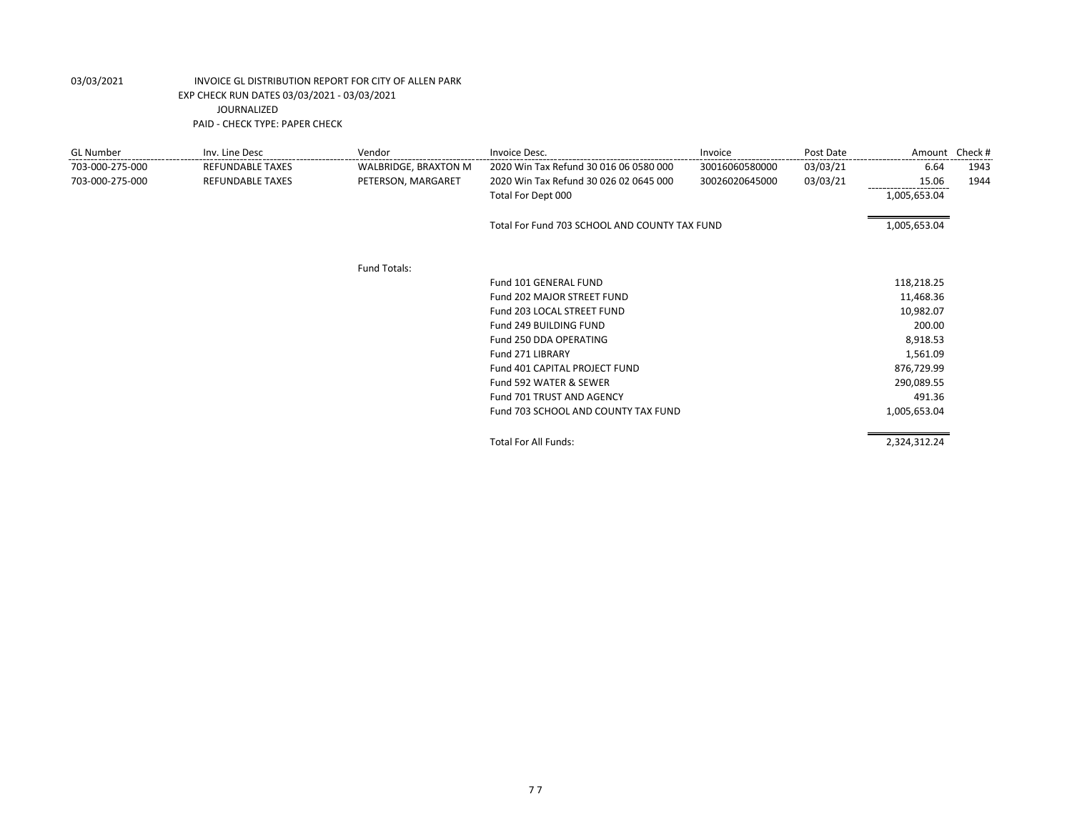03/03/2021 INVOICE GL DISTRIBUTION REPORT FOR CITY OF ALLEN PARK

EXP CHECK RUN DATES 03/03/2021 - 03/03/2021

JOURNALIZED

PAID - CHECK TYPE: PAPER CHECK

| GL Number | Inv. Line Desc | Vendor | Invoice Desc. | Invoice | Post Date | Amount | Check # |
|---|---|---|---|---|---|---|---|
| 703-000-275-000 | REFUNDABLE TAXES | WALBRIDGE, BRAXTON M | 2020 Win Tax Refund 30 016 06 0580 000 | 30016060580000 | 03/03/21 | 6.64 | 1943 |
| 703-000-275-000 | REFUNDABLE TAXES | PETERSON, MARGARET | 2020 Win Tax Refund 30 026 02 0645 000 | 30026020645000 | 03/03/21 | 15.06 | 1944 |
| | | | Total For Dept 000 | | | 1,005,653.04 | |
| | | | Total For Fund 703 SCHOOL AND COUNTY TAX FUND | | | 1,005,653.04 | |
| | | Fund Totals: | | | | | |
| | | | Fund 101 GENERAL FUND | | | 118,218.25 | |
| | | | Fund 202 MAJOR STREET FUND | | | 11,468.36 | |
| | | | Fund 203 LOCAL STREET FUND | | | 10,982.07 | |
| | | | Fund 249 BUILDING FUND | | | 200.00 | |
| | | | Fund 250 DDA OPERATING | | | 8,918.53 | |
| | | | Fund 271 LIBRARY | | | 1,561.09 | |
| | | | Fund 401 CAPITAL PROJECT FUND | | | 876,729.99 | |
| | | | Fund 592 WATER & SEWER | | | 290,089.55 | |
| | | | Fund 701 TRUST AND AGENCY | | | 491.36 | |
| | | | Fund 703 SCHOOL AND COUNTY TAX FUND | | | 1,005,653.04 | |
| | | | Total For All Funds: | | | 2,324,312.24 | |